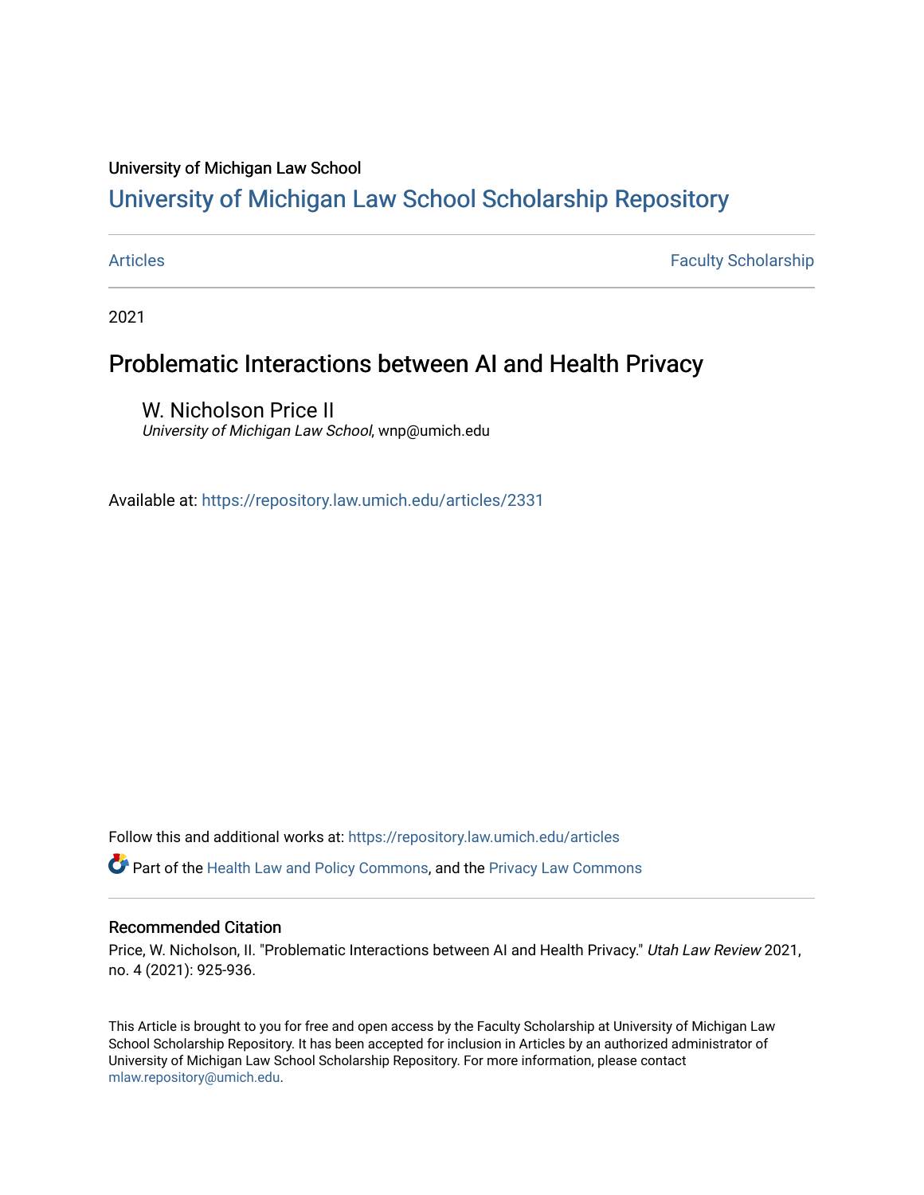University of Michigan Law School

# University of Michigan Law School Scholarship Repository

Articles | Faculty Scholarship

2021

## Problematic Interactions between AI and Health Privacy

W. Nicholson Price II
*University of Michigan Law School*, wnp@umich.edu

Available at: https://repository.law.umich.edu/articles/2331

Follow this and additional works at: https://repository.law.umich.edu/articles

Part of the Health Law and Policy Commons, and the Privacy Law Commons

### Recommended Citation

Price, W. Nicholson, II. "Problematic Interactions between AI and Health Privacy." *Utah Law Review* 2021, no. 4 (2021): 925-936.

This Article is brought to you for free and open access by the Faculty Scholarship at University of Michigan Law School Scholarship Repository. It has been accepted for inclusion in Articles by an authorized administrator of University of Michigan Law School Scholarship Repository. For more information, please contact mlaw.repository@umich.edu.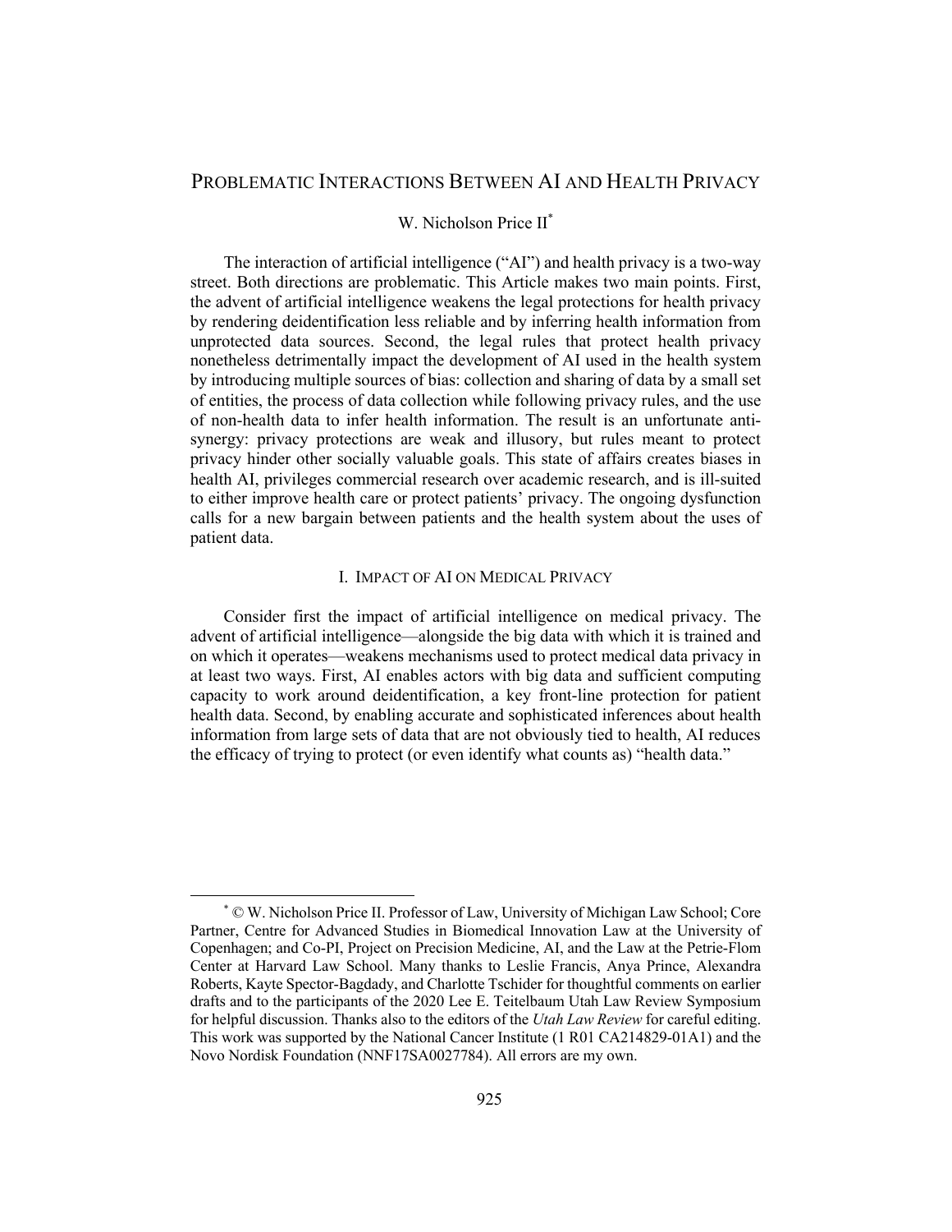# PROBLEMATIC INTERACTIONS BETWEEN AI AND HEALTH PRIVACY

W. Nicholson Price II[*]

The interaction of artificial intelligence ("AI") and health privacy is a two-way street. Both directions are problematic. This Article makes two main points. First, the advent of artificial intelligence weakens the legal protections for health privacy by rendering deidentification less reliable and by inferring health information from unprotected data sources. Second, the legal rules that protect health privacy nonetheless detrimentally impact the development of AI used in the health system by introducing multiple sources of bias: collection and sharing of data by a small set of entities, the process of data collection while following privacy rules, and the use of non-health data to infer health information. The result is an unfortunate anti-synergy: privacy protections are weak and illusory, but rules meant to protect privacy hinder other socially valuable goals. This state of affairs creates biases in health AI, privileges commercial research over academic research, and is ill-suited to either improve health care or protect patients' privacy. The ongoing dysfunction calls for a new bargain between patients and the health system about the uses of patient data.

## I. IMPACT OF AI ON MEDICAL PRIVACY

Consider first the impact of artificial intelligence on medical privacy. The advent of artificial intelligence—alongside the big data with which it is trained and on which it operates—weakens mechanisms used to protect medical data privacy in at least two ways. First, AI enables actors with big data and sufficient computing capacity to work around deidentification, a key front-line protection for patient health data. Second, by enabling accurate and sophisticated inferences about health information from large sets of data that are not obviously tied to health, AI reduces the efficacy of trying to protect (or even identify what counts as) "health data."

---

[*] © W. Nicholson Price II. Professor of Law, University of Michigan Law School; Core Partner, Centre for Advanced Studies in Biomedical Innovation Law at the University of Copenhagen; and Co-PI, Project on Precision Medicine, AI, and the Law at the Petrie-Flom Center at Harvard Law School. Many thanks to Leslie Francis, Anya Prince, Alexandra Roberts, Kayte Spector-Bagdady, and Charlotte Tschider for thoughtful comments on earlier drafts and to the participants of the 2020 Lee E. Teitelbaum Utah Law Review Symposium for helpful discussion. Thanks also to the editors of the *Utah Law Review* for careful editing. This work was supported by the National Cancer Institute (1 R01 CA214829-01A1) and the Novo Nordisk Foundation (NNF17SA0027784). All errors are my own.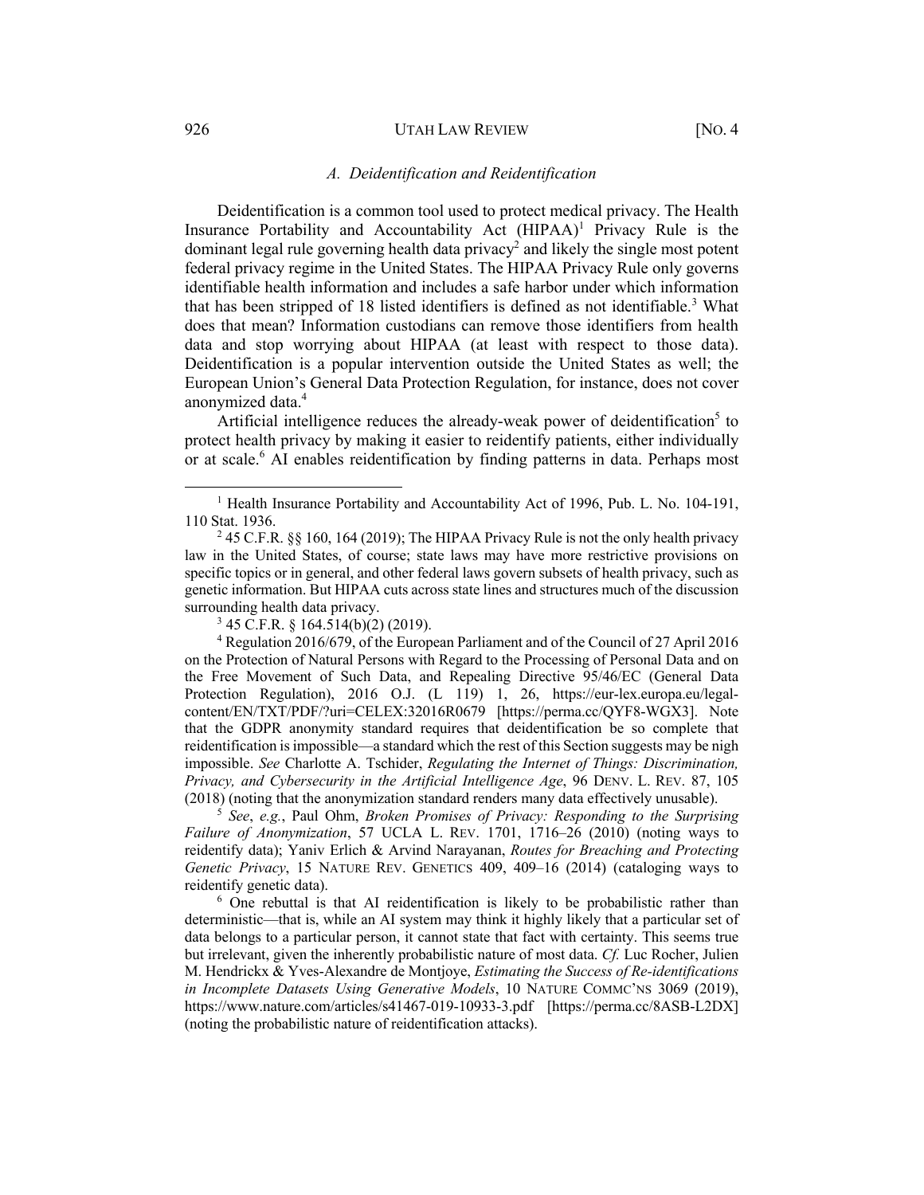### *A. Deidentification and Reidentification*

Deidentification is a common tool used to protect medical privacy. The Health Insurance Portability and Accountability Act (HIPAA)[1] Privacy Rule is the dominant legal rule governing health data privacy[2] and likely the single most potent federal privacy regime in the United States. The HIPAA Privacy Rule only governs identifiable health information and includes a safe harbor under which information that has been stripped of 18 listed identifiers is defined as not identifiable.[3] What does that mean? Information custodians can remove those identifiers from health data and stop worrying about HIPAA (at least with respect to those data). Deidentification is a popular intervention outside the United States as well; the European Union's General Data Protection Regulation, for instance, does not cover anonymized data.[4]

Artificial intelligence reduces the already-weak power of deidentification[5] to protect health privacy by making it easier to reidentify patients, either individually or at scale.[6] AI enables reidentification by finding patterns in data. Perhaps most

---

[1] Health Insurance Portability and Accountability Act of 1996, Pub. L. No. 104-191, 110 Stat. 1936.

[2] 45 C.F.R. §§ 160, 164 (2019); The HIPAA Privacy Rule is not the only health privacy law in the United States, of course; state laws may have more restrictive provisions on specific topics or in general, and other federal laws govern subsets of health privacy, such as genetic information. But HIPAA cuts across state lines and structures much of the discussion surrounding health data privacy.

[3] 45 C.F.R. § 164.514(b)(2) (2019).

[4] Regulation 2016/679, of the European Parliament and of the Council of 27 April 2016 on the Protection of Natural Persons with Regard to the Processing of Personal Data and on the Free Movement of Such Data, and Repealing Directive 95/46/EC (General Data Protection Regulation), 2016 O.J. (L 119) 1, 26, https://eur-lex.europa.eu/legal-content/EN/TXT/PDF/?uri=CELEX:32016R0679 [https://perma.cc/QYF8-WGX3]. Note that the GDPR anonymity standard requires that deidentification be so complete that reidentification is impossible—a standard which the rest of this Section suggests may be nigh impossible. *See* Charlotte A. Tschider, *Regulating the Internet of Things: Discrimination, Privacy, and Cybersecurity in the Artificial Intelligence Age*, 96 DENV. L. REV. 87, 105 (2018) (noting that the anonymization standard renders many data effectively unusable).

[5] *See*, *e.g.*, Paul Ohm, *Broken Promises of Privacy: Responding to the Surprising Failure of Anonymization*, 57 UCLA L. REV. 1701, 1716–26 (2010) (noting ways to reidentify data); Yaniv Erlich & Arvind Narayanan, *Routes for Breaching and Protecting Genetic Privacy*, 15 NATURE REV. GENETICS 409, 409–16 (2014) (cataloging ways to reidentify genetic data).

[6] One rebuttal is that AI reidentification is likely to be probabilistic rather than deterministic—that is, while an AI system may think it highly likely that a particular set of data belongs to a particular person, it cannot state that fact with certainty. This seems true but irrelevant, given the inherently probabilistic nature of most data. *Cf.* Luc Rocher, Julien M. Hendrickx & Yves-Alexandre de Montjoye, *Estimating the Success of Re-identifications in Incomplete Datasets Using Generative Models*, 10 NATURE COMMC'NS 3069 (2019), https://www.nature.com/articles/s41467-019-10933-3.pdf [https://perma.cc/8ASB-L2DX] (noting the probabilistic nature of reidentification attacks).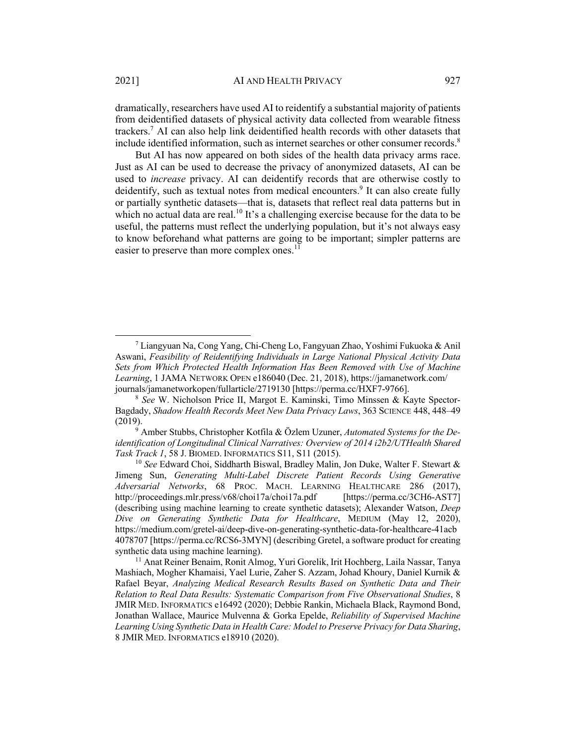dramatically, researchers have used AI to reidentify a substantial majority of patients from deidentified datasets of physical activity data collected from wearable fitness trackers.[7] AI can also help link deidentified health records with other datasets that include identified information, such as internet searches or other consumer records.[8]

But AI has now appeared on both sides of the health data privacy arms race. Just as AI can be used to decrease the privacy of anonymized datasets, AI can be used to *increase* privacy. AI can deidentify records that are otherwise costly to deidentify, such as textual notes from medical encounters.[9] It can also create fully or partially synthetic datasets—that is, datasets that reflect real data patterns but in which no actual data are real.[10] It's a challenging exercise because for the data to be useful, the patterns must reflect the underlying population, but it's not always easy to know beforehand what patterns are going to be important; simpler patterns are easier to preserve than more complex ones.[11]

---

[7] Liangyuan Na, Cong Yang, Chi-Cheng Lo, Fangyuan Zhao, Yoshimi Fukuoka & Anil Aswani, *Feasibility of Reidentifying Individuals in Large National Physical Activity Data Sets from Which Protected Health Information Has Been Removed with Use of Machine Learning*, 1 JAMA NETWORK OPEN e186040 (Dec. 21, 2018), https://jamanetwork.com/journals/jamanetworkopen/fullarticle/2719130 [https://perma.cc/HXF7-9766].

[8] *See* W. Nicholson Price II, Margot E. Kaminski, Timo Minssen & Kayte Spector-Bagdady, *Shadow Health Records Meet New Data Privacy Laws*, 363 SCIENCE 448, 448–49 (2019).

[9] Amber Stubbs, Christopher Kotfila & Özlem Uzuner, *Automated Systems for the De-identification of Longitudinal Clinical Narratives: Overview of 2014 i2b2/UTHealth Shared Task Track 1*, 58 J. BIOMED. INFORMATICS S11, S11 (2015).

[10] *See* Edward Choi, Siddharth Biswal, Bradley Malin, Jon Duke, Walter F. Stewart & Jimeng Sun, *Generating Multi-Label Discrete Patient Records Using Generative Adversarial Networks*, 68 PROC. MACH. LEARNING HEALTHCARE 286 (2017), http://proceedings.mlr.press/v68/choi17a/choi17a.pdf [https://perma.cc/3CH6-AST7] (describing using machine learning to create synthetic datasets); Alexander Watson, *Deep Dive on Generating Synthetic Data for Healthcare*, MEDIUM (May 12, 2020), https://medium.com/gretel-ai/deep-dive-on-generating-synthetic-data-for-healthcare-41acb4078707 [https://perma.cc/RCS6-3MYN] (describing Gretel, a software product for creating synthetic data using machine learning).

[11] Anat Reiner Benaim, Ronit Almog, Yuri Gorelik, Irit Hochberg, Laila Nassar, Tanya Mashiach, Mogher Khamaisi, Yael Lurie, Zaher S. Azzam, Johad Khoury, Daniel Kurnik & Rafael Beyar, *Analyzing Medical Research Results Based on Synthetic Data and Their Relation to Real Data Results: Systematic Comparison from Five Observational Studies*, 8 JMIR MED. INFORMATICS e16492 (2020); Debbie Rankin, Michaela Black, Raymond Bond, Jonathan Wallace, Maurice Mulvenna & Gorka Epelde, *Reliability of Supervised Machine Learning Using Synthetic Data in Health Care: Model to Preserve Privacy for Data Sharing*, 8 JMIR MED. INFORMATICS e18910 (2020).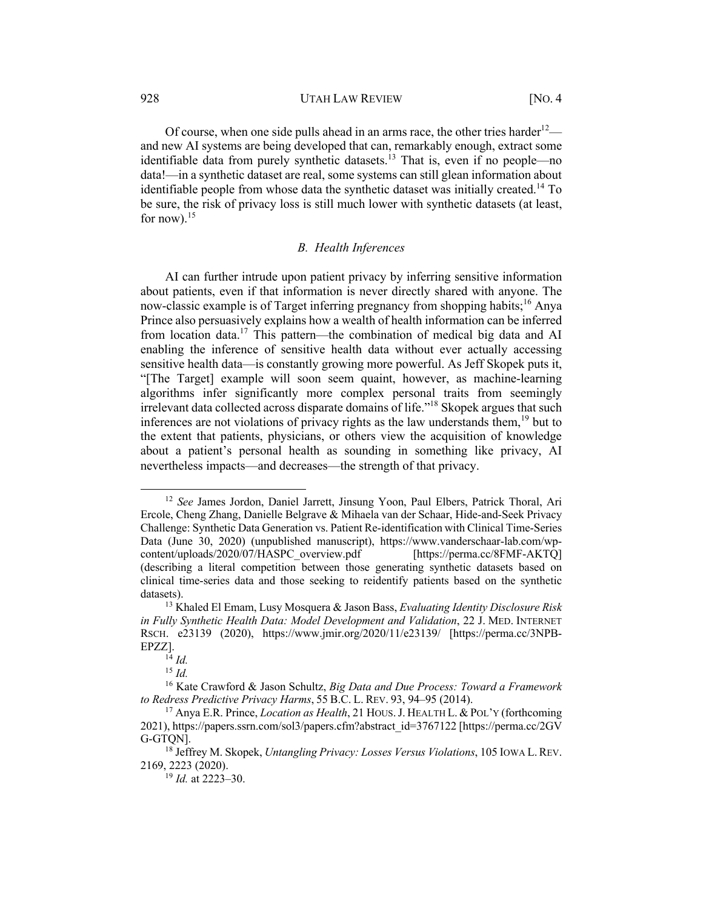Of course, when one side pulls ahead in an arms race, the other tries harder[12]—and new AI systems are being developed that can, remarkably enough, extract some identifiable data from purely synthetic datasets.[13] That is, even if no people—no data!—in a synthetic dataset are real, some systems can still glean information about identifiable people from whose data the synthetic dataset was initially created.[14] To be sure, the risk of privacy loss is still much lower with synthetic datasets (at least, for now).[15]

### *B. Health Inferences*

AI can further intrude upon patient privacy by inferring sensitive information about patients, even if that information is never directly shared with anyone. The now-classic example is of Target inferring pregnancy from shopping habits;[16] Anya Prince also persuasively explains how a wealth of health information can be inferred from location data.[17] This pattern—the combination of medical big data and AI enabling the inference of sensitive health data without ever actually accessing sensitive health data—is constantly growing more powerful. As Jeff Skopek puts it, "[The Target] example will soon seem quaint, however, as machine-learning algorithms infer significantly more complex personal traits from seemingly irrelevant data collected across disparate domains of life."[18] Skopek argues that such inferences are not violations of privacy rights as the law understands them,[19] but to the extent that patients, physicians, or others view the acquisition of knowledge about a patient's personal health as sounding in something like privacy, AI nevertheless impacts—and decreases—the strength of that privacy.

---

[12] *See* James Jordon, Daniel Jarrett, Jinsung Yoon, Paul Elbers, Patrick Thoral, Ari Ercole, Cheng Zhang, Danielle Belgrave & Mihaela van der Schaar, Hide-and-Seek Privacy Challenge: Synthetic Data Generation vs. Patient Re-identification with Clinical Time-Series Data (June 30, 2020) (unpublished manuscript), https://www.vanderschaar-lab.com/wp-content/uploads/2020/07/HASPC_overview.pdf [https://perma.cc/8FMF-AKTQ] (describing a literal competition between those generating synthetic datasets based on clinical time-series data and those seeking to reidentify patients based on the synthetic datasets).

[13] Khaled El Emam, Lusy Mosquera & Jason Bass, *Evaluating Identity Disclosure Risk in Fully Synthetic Health Data: Model Development and Validation*, 22 J. MED. INTERNET RSCH. e23139 (2020), https://www.jmir.org/2020/11/e23139/ [https://perma.cc/3NPB-EPZZ].

[14] *Id.*

[15] *Id.*

[16] Kate Crawford & Jason Schultz, *Big Data and Due Process: Toward a Framework to Redress Predictive Privacy Harms*, 55 B.C. L. REV. 93, 94–95 (2014).

[17] Anya E.R. Prince, *Location as Health*, 21 HOUS. J. HEALTH L. & POL'Y (forthcoming 2021), https://papers.ssrn.com/sol3/papers.cfm?abstract_id=3767122 [https://perma.cc/2GVG-GTQN].

[18] Jeffrey M. Skopek, *Untangling Privacy: Losses Versus Violations*, 105 IOWA L. REV. 2169, 2223 (2020).

[19] *Id.* at 2223–30.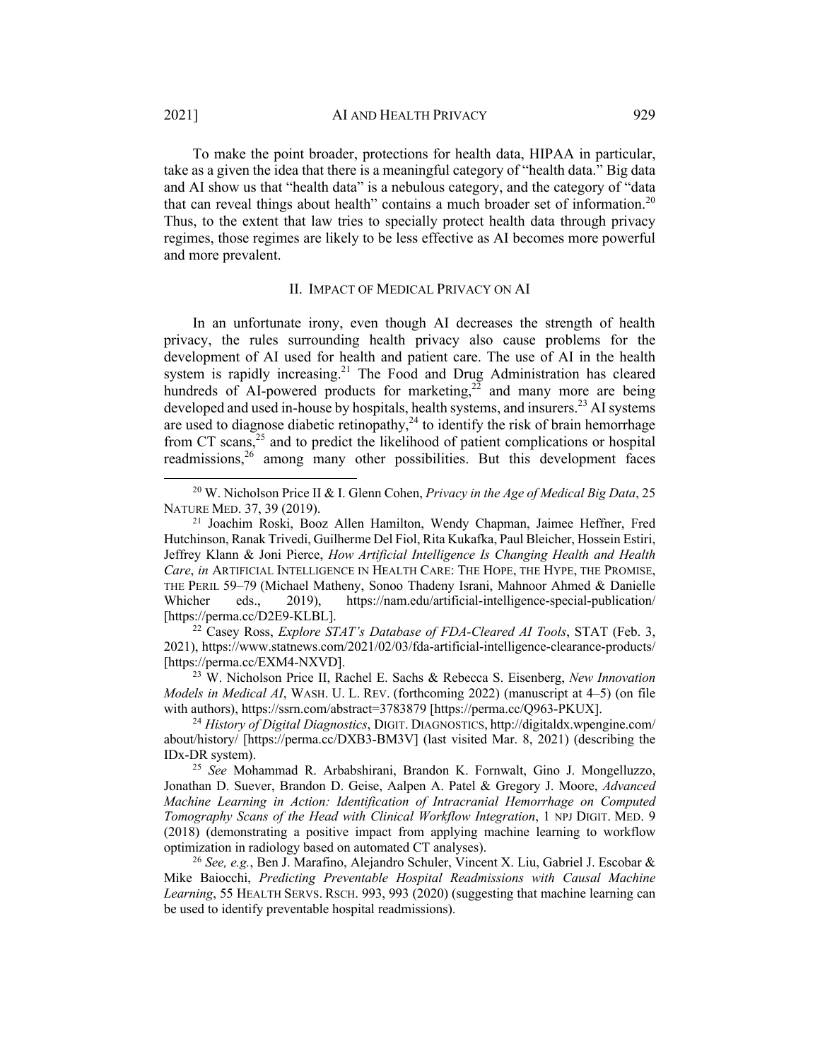To make the point broader, protections for health data, HIPAA in particular, take as a given the idea that there is a meaningful category of "health data." Big data and AI show us that "health data" is a nebulous category, and the category of "data that can reveal things about health" contains a much broader set of information.[20] Thus, to the extent that law tries to specially protect health data through privacy regimes, those regimes are likely to be less effective as AI becomes more powerful and more prevalent.

## II. IMPACT OF MEDICAL PRIVACY ON AI

In an unfortunate irony, even though AI decreases the strength of health privacy, the rules surrounding health privacy also cause problems for the development of AI used for health and patient care. The use of AI in the health system is rapidly increasing.[21] The Food and Drug Administration has cleared hundreds of AI-powered products for marketing,[22] and many more are being developed and used in-house by hospitals, health systems, and insurers.[23] AI systems are used to diagnose diabetic retinopathy,[24] to identify the risk of brain hemorrhage from CT scans,[25] and to predict the likelihood of patient complications or hospital readmissions,[26] among many other possibilities. But this development faces

---

[20] W. Nicholson Price II & I. Glenn Cohen, *Privacy in the Age of Medical Big Data*, 25 NATURE MED. 37, 39 (2019).

[21] Joachim Roski, Booz Allen Hamilton, Wendy Chapman, Jaimee Heffner, Fred Hutchinson, Ranak Trivedi, Guilherme Del Fiol, Rita Kukafka, Paul Bleicher, Hossein Estiri, Jeffrey Klann & Joni Pierce, *How Artificial Intelligence Is Changing Health and Health Care*, *in* ARTIFICIAL INTELLIGENCE IN HEALTH CARE: THE HOPE, THE HYPE, THE PROMISE, THE PERIL 59–79 (Michael Matheny, Sonoo Thadeny Israni, Mahnoor Ahmed & Danielle Whicher eds., 2019), https://nam.edu/artificial-intelligence-special-publication/ [https://perma.cc/D2E9-KLBL].

[22] Casey Ross, *Explore STAT's Database of FDA-Cleared AI Tools*, STAT (Feb. 3, 2021), https://www.statnews.com/2021/02/03/fda-artificial-intelligence-clearance-products/ [https://perma.cc/EXM4-NXVD].

[23] W. Nicholson Price II, Rachel E. Sachs & Rebecca S. Eisenberg, *New Innovation Models in Medical AI*, WASH. U. L. REV. (forthcoming 2022) (manuscript at 4–5) (on file with authors), https://ssrn.com/abstract=3783879 [https://perma.cc/Q963-PKUX].

[24] *History of Digital Diagnostics*, DIGIT. DIAGNOSTICS, http://digitaldx.wpengine.com/about/history/ [https://perma.cc/DXB3-BM3V] (last visited Mar. 8, 2021) (describing the IDx-DR system).

[25] *See* Mohammad R. Arbabshirani, Brandon K. Fornwalt, Gino J. Mongelluzzo, Jonathan D. Suever, Brandon D. Geise, Aalpen A. Patel & Gregory J. Moore, *Advanced Machine Learning in Action: Identification of Intracranial Hemorrhage on Computed Tomography Scans of the Head with Clinical Workflow Integration*, 1 NPJ DIGIT. MED. 9 (2018) (demonstrating a positive impact from applying machine learning to workflow optimization in radiology based on automated CT analyses).

[26] *See, e.g.*, Ben J. Marafino, Alejandro Schuler, Vincent X. Liu, Gabriel J. Escobar & Mike Baiocchi, *Predicting Preventable Hospital Readmissions with Causal Machine Learning*, 55 HEALTH SERVS. RSCH. 993, 993 (2020) (suggesting that machine learning can be used to identify preventable hospital readmissions).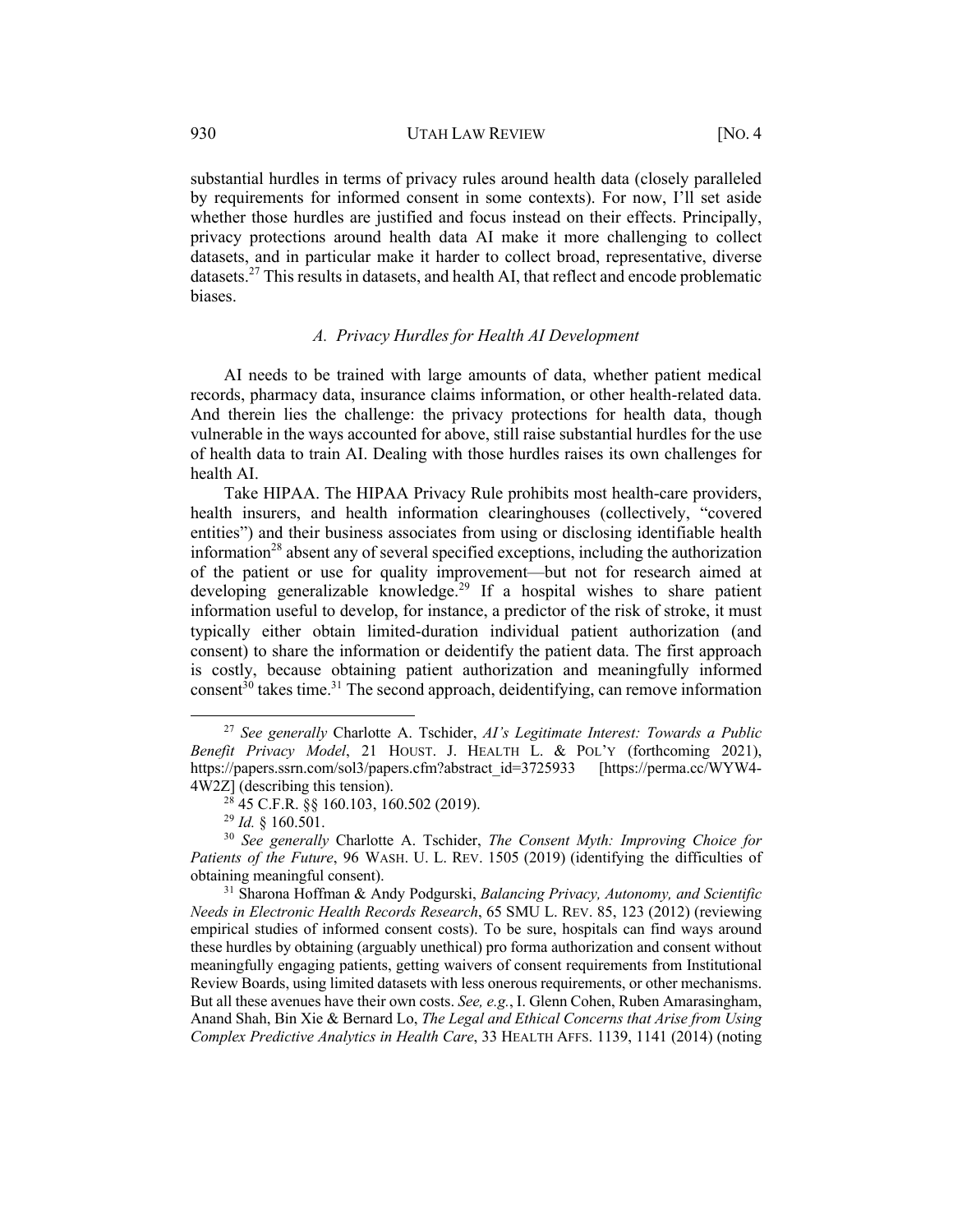substantial hurdles in terms of privacy rules around health data (closely paralleled by requirements for informed consent in some contexts). For now, I'll set aside whether those hurdles are justified and focus instead on their effects. Principally, privacy protections around health data AI make it more challenging to collect datasets, and in particular make it harder to collect broad, representative, diverse datasets.[27] This results in datasets, and health AI, that reflect and encode problematic biases.

### *A. Privacy Hurdles for Health AI Development*

AI needs to be trained with large amounts of data, whether patient medical records, pharmacy data, insurance claims information, or other health-related data. And therein lies the challenge: the privacy protections for health data, though vulnerable in the ways accounted for above, still raise substantial hurdles for the use of health data to train AI. Dealing with those hurdles raises its own challenges for health AI.

Take HIPAA. The HIPAA Privacy Rule prohibits most health-care providers, health insurers, and health information clearinghouses (collectively, "covered entities") and their business associates from using or disclosing identifiable health information[28] absent any of several specified exceptions, including the authorization of the patient or use for quality improvement—but not for research aimed at developing generalizable knowledge.[29] If a hospital wishes to share patient information useful to develop, for instance, a predictor of the risk of stroke, it must typically either obtain limited-duration individual patient authorization (and consent) to share the information or deidentify the patient data. The first approach is costly, because obtaining patient authorization and meaningfully informed consent[30] takes time.[31] The second approach, deidentifying, can remove information

---

[27] *See generally* Charlotte A. Tschider, *AI's Legitimate Interest: Towards a Public Benefit Privacy Model*, 21 HOUST. J. HEALTH L. & POL'Y (forthcoming 2021), https://papers.ssrn.com/sol3/papers.cfm?abstract_id=3725933 [https://perma.cc/WYW4-4W2Z] (describing this tension).

[28] 45 C.F.R. §§ 160.103, 160.502 (2019).

[29] *Id.* § 160.501.

[30] *See generally* Charlotte A. Tschider, *The Consent Myth: Improving Choice for Patients of the Future*, 96 WASH. U. L. REV. 1505 (2019) (identifying the difficulties of obtaining meaningful consent).

[31] Sharona Hoffman & Andy Podgurski, *Balancing Privacy, Autonomy, and Scientific Needs in Electronic Health Records Research*, 65 SMU L. REV. 85, 123 (2012) (reviewing empirical studies of informed consent costs). To be sure, hospitals can find ways around these hurdles by obtaining (arguably unethical) pro forma authorization and consent without meaningfully engaging patients, getting waivers of consent requirements from Institutional Review Boards, using limited datasets with less onerous requirements, or other mechanisms. But all these avenues have their own costs. *See, e.g.*, I. Glenn Cohen, Ruben Amarasingham, Anand Shah, Bin Xie & Bernard Lo, *The Legal and Ethical Concerns that Arise from Using Complex Predictive Analytics in Health Care*, 33 HEALTH AFFS. 1139, 1141 (2014) (noting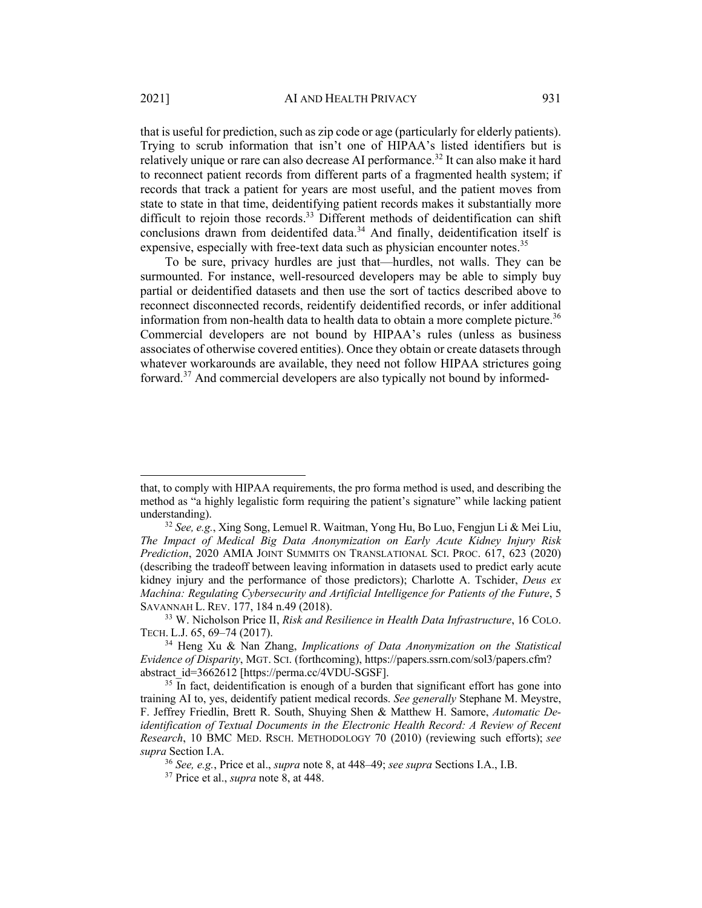that is useful for prediction, such as zip code or age (particularly for elderly patients). Trying to scrub information that isn't one of HIPAA's listed identifiers but is relatively unique or rare can also decrease AI performance.[32] It can also make it hard to reconnect patient records from different parts of a fragmented health system; if records that track a patient for years are most useful, and the patient moves from state to state in that time, deidentifying patient records makes it substantially more difficult to rejoin those records.[33] Different methods of deidentification can shift conclusions drawn from deidentifed data.[34] And finally, deidentification itself is expensive, especially with free-text data such as physician encounter notes.[35]

To be sure, privacy hurdles are just that—hurdles, not walls. They can be surmounted. For instance, well-resourced developers may be able to simply buy partial or deidentified datasets and then use the sort of tactics described above to reconnect disconnected records, reidentify deidentified records, or infer additional information from non-health data to health data to obtain a more complete picture.[36] Commercial developers are not bound by HIPAA's rules (unless as business associates of otherwise covered entities). Once they obtain or create datasets through whatever workarounds are available, they need not follow HIPAA strictures going forward.[37] And commercial developers are also typically not bound by informed-

---

that, to comply with HIPAA requirements, the pro forma method is used, and describing the method as "a highly legalistic form requiring the patient's signature" while lacking patient understanding).

[32] *See, e.g.*, Xing Song, Lemuel R. Waitman, Yong Hu, Bo Luo, Fengjun Li & Mei Liu, *The Impact of Medical Big Data Anonymization on Early Acute Kidney Injury Risk Prediction*, 2020 AMIA JOINT SUMMITS ON TRANSLATIONAL SCI. PROC. 617, 623 (2020) (describing the tradeoff between leaving information in datasets used to predict early acute kidney injury and the performance of those predictors); Charlotte A. Tschider, *Deus ex Machina: Regulating Cybersecurity and Artificial Intelligence for Patients of the Future*, 5 SAVANNAH L. REV. 177, 184 n.49 (2018).

[33] W. Nicholson Price II, *Risk and Resilience in Health Data Infrastructure*, 16 COLO. TECH. L.J. 65, 69–74 (2017).

[34] Heng Xu & Nan Zhang, *Implications of Data Anonymization on the Statistical Evidence of Disparity*, MGT. SCI. (forthcoming), https://papers.ssrn.com/sol3/papers.cfm?abstract_id=3662612 [https://perma.cc/4VDU-SGSF].

[35] In fact, deidentification is enough of a burden that significant effort has gone into training AI to, yes, deidentify patient medical records. *See generally* Stephane M. Meystre, F. Jeffrey Friedlin, Brett R. South, Shuying Shen & Matthew H. Samore, *Automatic De-identification of Textual Documents in the Electronic Health Record: A Review of Recent Research*, 10 BMC MED. RSCH. METHODOLOGY 70 (2010) (reviewing such efforts); *see supra* Section I.A.

[36] *See, e.g.*, Price et al., *supra* note 8, at 448–49; *see supra* Sections I.A., I.B.

[37] Price et al., *supra* note 8, at 448.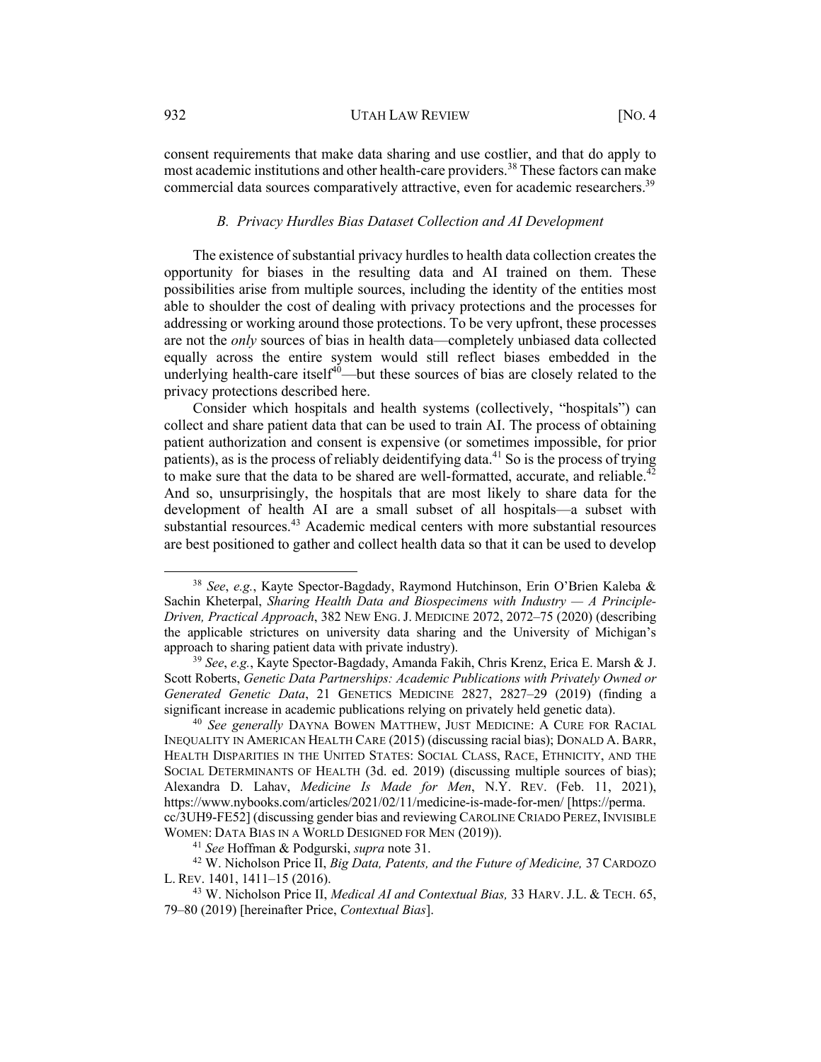consent requirements that make data sharing and use costlier, and that do apply to most academic institutions and other health-care providers.[38] These factors can make commercial data sources comparatively attractive, even for academic researchers.[39]

### *B. Privacy Hurdles Bias Dataset Collection and AI Development*

The existence of substantial privacy hurdles to health data collection creates the opportunity for biases in the resulting data and AI trained on them. These possibilities arise from multiple sources, including the identity of the entities most able to shoulder the cost of dealing with privacy protections and the processes for addressing or working around those protections. To be very upfront, these processes are not the *only* sources of bias in health data—completely unbiased data collected equally across the entire system would still reflect biases embedded in the underlying health-care itself[40]—but these sources of bias are closely related to the privacy protections described here.

Consider which hospitals and health systems (collectively, "hospitals") can collect and share patient data that can be used to train AI. The process of obtaining patient authorization and consent is expensive (or sometimes impossible, for prior patients), as is the process of reliably deidentifying data.[41] So is the process of trying to make sure that the data to be shared are well-formatted, accurate, and reliable.[42] And so, unsurprisingly, the hospitals that are most likely to share data for the development of health AI are a small subset of all hospitals—a subset with substantial resources.[43] Academic medical centers with more substantial resources are best positioned to gather and collect health data so that it can be used to develop

---

[38] *See*, *e.g.*, Kayte Spector-Bagdady, Raymond Hutchinson, Erin O'Brien Kaleba & Sachin Kheterpal, *Sharing Health Data and Biospecimens with Industry — A Principle-Driven, Practical Approach*, 382 NEW ENG. J. MEDICINE 2072, 2072–75 (2020) (describing the applicable strictures on university data sharing and the University of Michigan's approach to sharing patient data with private industry).

[39] *See*, *e.g.*, Kayte Spector-Bagdady, Amanda Fakih, Chris Krenz, Erica E. Marsh & J. Scott Roberts, *Genetic Data Partnerships: Academic Publications with Privately Owned or Generated Genetic Data*, 21 GENETICS MEDICINE 2827, 2827–29 (2019) (finding a significant increase in academic publications relying on privately held genetic data).

[40] *See generally* DAYNA BOWEN MATTHEW, JUST MEDICINE: A CURE FOR RACIAL INEQUALITY IN AMERICAN HEALTH CARE (2015) (discussing racial bias); DONALD A. BARR, HEALTH DISPARITIES IN THE UNITED STATES: SOCIAL CLASS, RACE, ETHNICITY, AND THE SOCIAL DETERMINANTS OF HEALTH (3d. ed. 2019) (discussing multiple sources of bias); Alexandra D. Lahav, *Medicine Is Made for Men*, N.Y. REV. (Feb. 11, 2021), https://www.nybooks.com/articles/2021/02/11/medicine-is-made-for-men/ [https://perma.cc/3UH9-FE52] (discussing gender bias and reviewing CAROLINE CRIADO PEREZ, INVISIBLE WOMEN: DATA BIAS IN A WORLD DESIGNED FOR MEN (2019)).

[41] *See* Hoffman & Podgurski, *supra* note 31.

[42] W. Nicholson Price II, *Big Data, Patents, and the Future of Medicine,* 37 CARDOZO L. REV. 1401, 1411–15 (2016).

[43] W. Nicholson Price II, *Medical AI and Contextual Bias,* 33 HARV. J.L. & TECH. 65, 79–80 (2019) [hereinafter Price, *Contextual Bias*].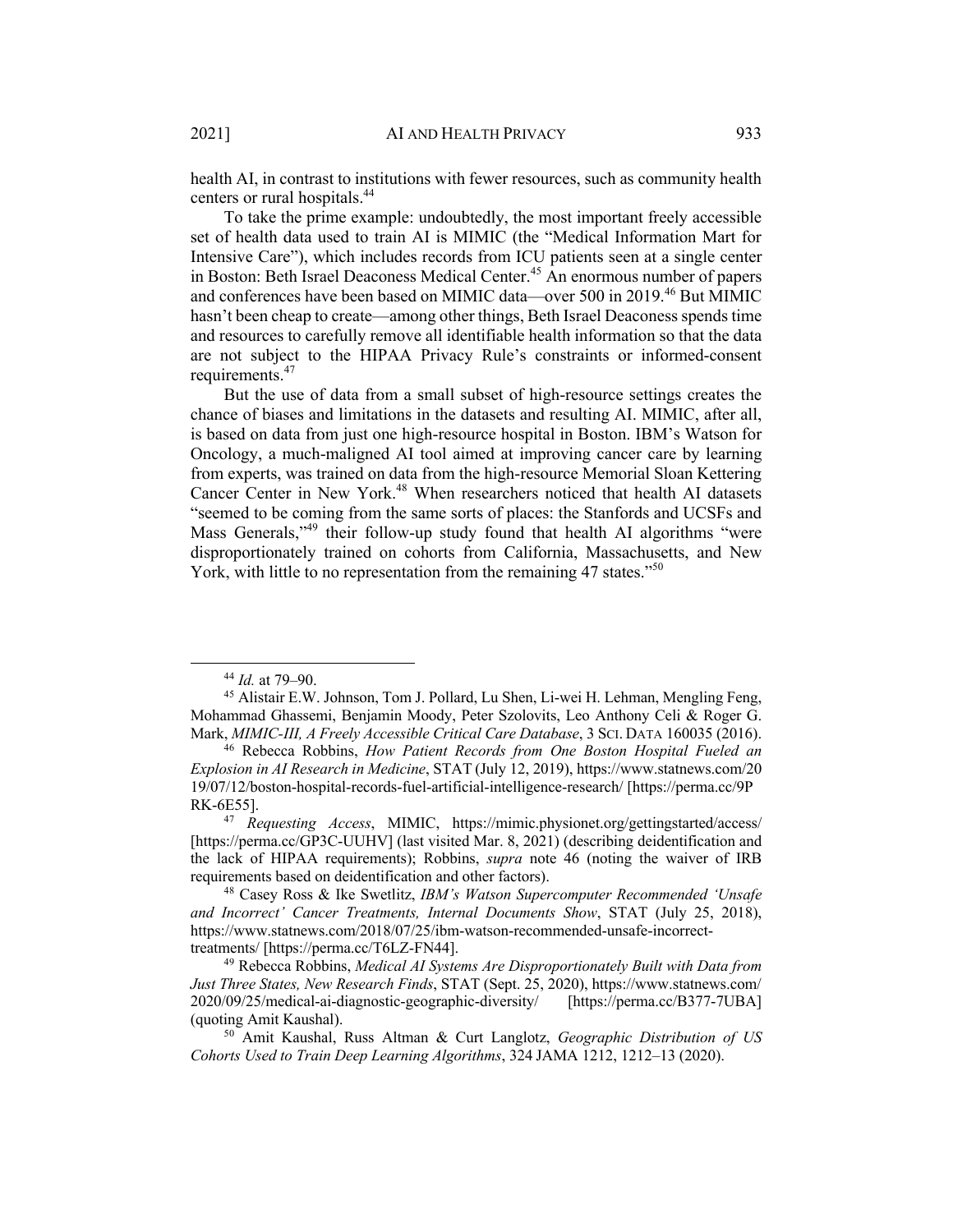health AI, in contrast to institutions with fewer resources, such as community health centers or rural hospitals.[44]

To take the prime example: undoubtedly, the most important freely accessible set of health data used to train AI is MIMIC (the "Medical Information Mart for Intensive Care"), which includes records from ICU patients seen at a single center in Boston: Beth Israel Deaconess Medical Center.[45] An enormous number of papers and conferences have been based on MIMIC data—over 500 in 2019.[46] But MIMIC hasn't been cheap to create—among other things, Beth Israel Deaconess spends time and resources to carefully remove all identifiable health information so that the data are not subject to the HIPAA Privacy Rule's constraints or informed-consent requirements.[47]

But the use of data from a small subset of high-resource settings creates the chance of biases and limitations in the datasets and resulting AI. MIMIC, after all, is based on data from just one high-resource hospital in Boston. IBM's Watson for Oncology, a much-maligned AI tool aimed at improving cancer care by learning from experts, was trained on data from the high-resource Memorial Sloan Kettering Cancer Center in New York.[48] When researchers noticed that health AI datasets "seemed to be coming from the same sorts of places: the Stanfords and UCSFs and Mass Generals,"[49] their follow-up study found that health AI algorithms "were disproportionately trained on cohorts from California, Massachusetts, and New York, with little to no representation from the remaining 47 states."[50]

---

[44] *Id.* at 79–90.

[45] Alistair E.W. Johnson, Tom J. Pollard, Lu Shen, Li-wei H. Lehman, Mengling Feng, Mohammad Ghassemi, Benjamin Moody, Peter Szolovits, Leo Anthony Celi & Roger G. Mark, *MIMIC-III, A Freely Accessible Critical Care Database*, 3 SCI. DATA 160035 (2016).

[46] Rebecca Robbins, *How Patient Records from One Boston Hospital Fueled an Explosion in AI Research in Medicine*, STAT (July 12, 2019), https://www.statnews.com/2019/07/12/boston-hospital-records-fuel-artificial-intelligence-research/ [https://perma.cc/9PRK-6E55].

[47] *Requesting Access*, MIMIC, https://mimic.physionet.org/gettingstarted/access/ [https://perma.cc/GP3C-UUHV] (last visited Mar. 8, 2021) (describing deidentification and the lack of HIPAA requirements); Robbins, *supra* note 46 (noting the waiver of IRB requirements based on deidentification and other factors).

[48] Casey Ross & Ike Swetlitz, *IBM's Watson Supercomputer Recommended 'Unsafe and Incorrect' Cancer Treatments, Internal Documents Show*, STAT (July 25, 2018), https://www.statnews.com/2018/07/25/ibm-watson-recommended-unsafe-incorrect-treatments/ [https://perma.cc/T6LZ-FN44].

[49] Rebecca Robbins, *Medical AI Systems Are Disproportionately Built with Data from Just Three States, New Research Finds*, STAT (Sept. 25, 2020), https://www.statnews.com/2020/09/25/medical-ai-diagnostic-geographic-diversity/ [https://perma.cc/B377-7UBA] (quoting Amit Kaushal).

[50] Amit Kaushal, Russ Altman & Curt Langlotz, *Geographic Distribution of US Cohorts Used to Train Deep Learning Algorithms*, 324 JAMA 1212, 1212–13 (2020).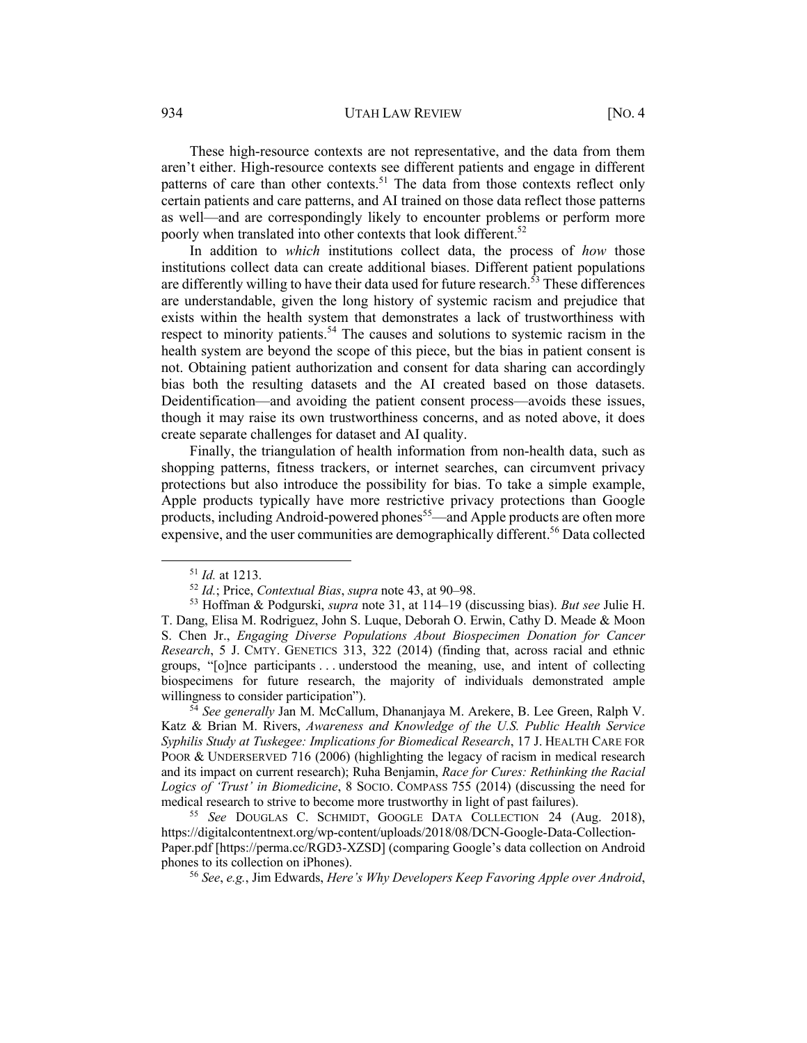These high-resource contexts are not representative, and the data from them aren't either. High-resource contexts see different patients and engage in different patterns of care than other contexts.[51] The data from those contexts reflect only certain patients and care patterns, and AI trained on those data reflect those patterns as well—and are correspondingly likely to encounter problems or perform more poorly when translated into other contexts that look different.[52]

In addition to *which* institutions collect data, the process of *how* those institutions collect data can create additional biases. Different patient populations are differently willing to have their data used for future research.[53] These differences are understandable, given the long history of systemic racism and prejudice that exists within the health system that demonstrates a lack of trustworthiness with respect to minority patients.[54] The causes and solutions to systemic racism in the health system are beyond the scope of this piece, but the bias in patient consent is not. Obtaining patient authorization and consent for data sharing can accordingly bias both the resulting datasets and the AI created based on those datasets. Deidentification—and avoiding the patient consent process—avoids these issues, though it may raise its own trustworthiness concerns, and as noted above, it does create separate challenges for dataset and AI quality.

Finally, the triangulation of health information from non-health data, such as shopping patterns, fitness trackers, or internet searches, can circumvent privacy protections but also introduce the possibility for bias. To take a simple example, Apple products typically have more restrictive privacy protections than Google products, including Android-powered phones[55]—and Apple products are often more expensive, and the user communities are demographically different.[56] Data collected

---

[51] *Id.* at 1213.

[52] *Id.*; Price, *Contextual Bias*, *supra* note 43, at 90–98.

[53] Hoffman & Podgurski, *supra* note 31, at 114–19 (discussing bias). *But see* Julie H. T. Dang, Elisa M. Rodriguez, John S. Luque, Deborah O. Erwin, Cathy D. Meade & Moon S. Chen Jr., *Engaging Diverse Populations About Biospecimen Donation for Cancer Research*, 5 J. CMTY. GENETICS 313, 322 (2014) (finding that, across racial and ethnic groups, "[o]nce participants . . . understood the meaning, use, and intent of collecting biospecimens for future research, the majority of individuals demonstrated ample willingness to consider participation").

[54] *See generally* Jan M. McCallum, Dhananjaya M. Arekere, B. Lee Green, Ralph V. Katz & Brian M. Rivers, *Awareness and Knowledge of the U.S. Public Health Service Syphilis Study at Tuskegee: Implications for Biomedical Research*, 17 J. HEALTH CARE FOR POOR & UNDERSERVED 716 (2006) (highlighting the legacy of racism in medical research and its impact on current research); Ruha Benjamin, *Race for Cures: Rethinking the Racial Logics of 'Trust' in Biomedicine*, 8 SOCIO. COMPASS 755 (2014) (discussing the need for medical research to strive to become more trustworthy in light of past failures).

[55] *See* DOUGLAS C. SCHMIDT, GOOGLE DATA COLLECTION 24 (Aug. 2018), https://digitalcontentnext.org/wp-content/uploads/2018/08/DCN-Google-Data-Collection-Paper.pdf [https://perma.cc/RGD3-XZSD] (comparing Google's data collection on Android phones to its collection on iPhones).

[56] *See*, *e.g.*, Jim Edwards, *Here's Why Developers Keep Favoring Apple over Android*,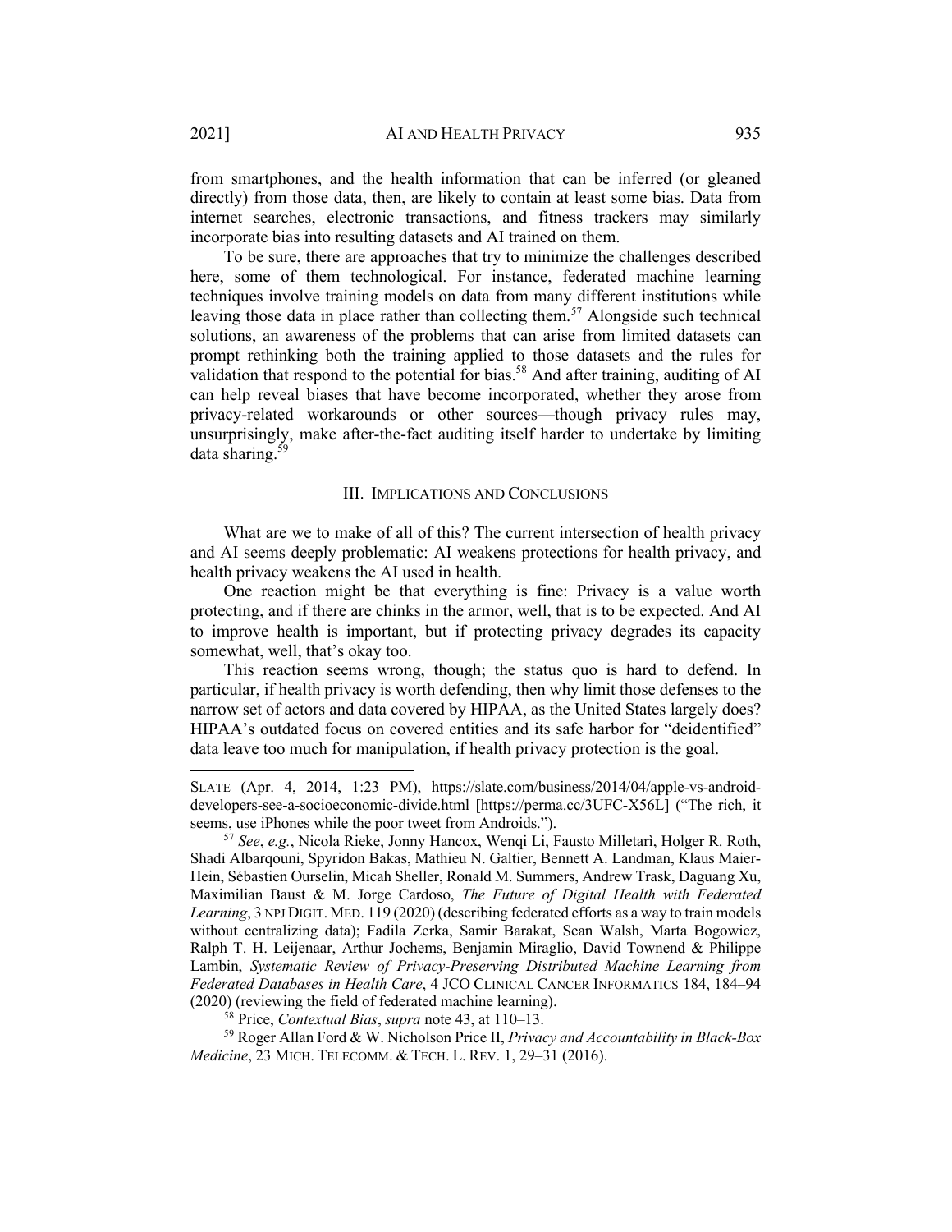from smartphones, and the health information that can be inferred (or gleaned directly) from those data, then, are likely to contain at least some bias. Data from internet searches, electronic transactions, and fitness trackers may similarly incorporate bias into resulting datasets and AI trained on them.

To be sure, there are approaches that try to minimize the challenges described here, some of them technological. For instance, federated machine learning techniques involve training models on data from many different institutions while leaving those data in place rather than collecting them.[57] Alongside such technical solutions, an awareness of the problems that can arise from limited datasets can prompt rethinking both the training applied to those datasets and the rules for validation that respond to the potential for bias.[58] And after training, auditing of AI can help reveal biases that have become incorporated, whether they arose from privacy-related workarounds or other sources—though privacy rules may, unsurprisingly, make after-the-fact auditing itself harder to undertake by limiting data sharing.[59]

## III. Implications and Conclusions

What are we to make of all of this? The current intersection of health privacy and AI seems deeply problematic: AI weakens protections for health privacy, and health privacy weakens the AI used in health.

One reaction might be that everything is fine: Privacy is a value worth protecting, and if there are chinks in the armor, well, that is to be expected. And AI to improve health is important, but if protecting privacy degrades its capacity somewhat, well, that's okay too.

This reaction seems wrong, though; the status quo is hard to defend. In particular, if health privacy is worth defending, then why limit those defenses to the narrow set of actors and data covered by HIPAA, as the United States largely does? HIPAA's outdated focus on covered entities and its safe harbor for "deidentified" data leave too much for manipulation, if health privacy protection is the goal.

---

SLATE (Apr. 4, 2014, 1:23 PM), https://slate.com/business/2014/04/apple-vs-android-developers-see-a-socioeconomic-divide.html [https://perma.cc/3UFC-X56L] ("The rich, it seems, use iPhones while the poor tweet from Androids.").

[57] *See*, *e.g.*, Nicola Rieke, Jonny Hancox, Wenqi Li, Fausto Milletarì, Holger R. Roth, Shadi Albarqouni, Spyridon Bakas, Mathieu N. Galtier, Bennett A. Landman, Klaus Maier-Hein, Sébastien Ourselin, Micah Sheller, Ronald M. Summers, Andrew Trask, Daguang Xu, Maximilian Baust & M. Jorge Cardoso, *The Future of Digital Health with Federated Learning*, 3 NPJ DIGIT. MED. 119 (2020) (describing federated efforts as a way to train models without centralizing data); Fadila Zerka, Samir Barakat, Sean Walsh, Marta Bogowicz, Ralph T. H. Leijenaar, Arthur Jochems, Benjamin Miraglio, David Townend & Philippe Lambin, *Systematic Review of Privacy-Preserving Distributed Machine Learning from Federated Databases in Health Care*, 4 JCO CLINICAL CANCER INFORMATICS 184, 184–94 (2020) (reviewing the field of federated machine learning).

[58] Price, *Contextual Bias*, *supra* note 43, at 110–13.

[59] Roger Allan Ford & W. Nicholson Price II, *Privacy and Accountability in Black-Box Medicine*, 23 MICH. TELECOMM. & TECH. L. REV. 1, 29–31 (2016).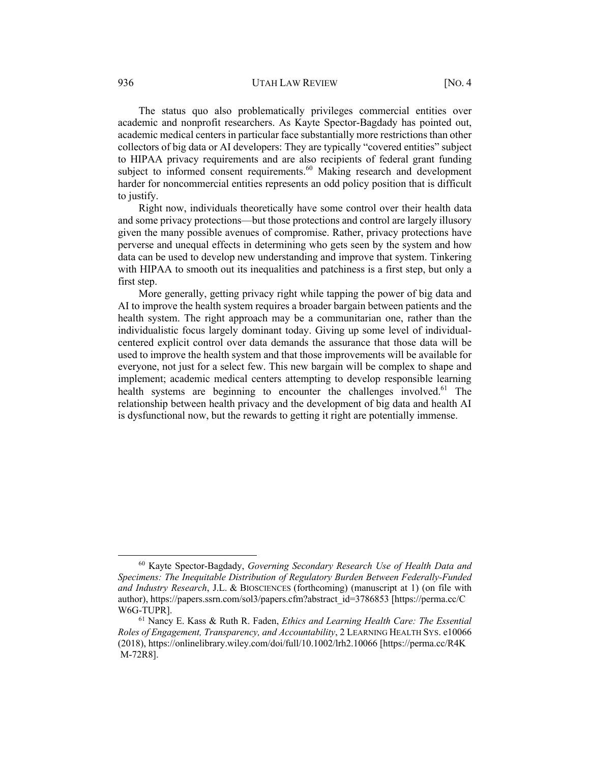The status quo also problematically privileges commercial entities over academic and nonprofit researchers. As Kayte Spector-Bagdady has pointed out, academic medical centers in particular face substantially more restrictions than other collectors of big data or AI developers: They are typically "covered entities" subject to HIPAA privacy requirements and are also recipients of federal grant funding subject to informed consent requirements.[60] Making research and development harder for noncommercial entities represents an odd policy position that is difficult to justify.

Right now, individuals theoretically have some control over their health data and some privacy protections—but those protections and control are largely illusory given the many possible avenues of compromise. Rather, privacy protections have perverse and unequal effects in determining who gets seen by the system and how data can be used to develop new understanding and improve that system. Tinkering with HIPAA to smooth out its inequalities and patchiness is a first step, but only a first step.

More generally, getting privacy right while tapping the power of big data and AI to improve the health system requires a broader bargain between patients and the health system. The right approach may be a communitarian one, rather than the individualistic focus largely dominant today. Giving up some level of individual-centered explicit control over data demands the assurance that those data will be used to improve the health system and that those improvements will be available for everyone, not just for a select few. This new bargain will be complex to shape and implement; academic medical centers attempting to develop responsible learning health systems are beginning to encounter the challenges involved.[61] The relationship between health privacy and the development of big data and health AI is dysfunctional now, but the rewards to getting it right are potentially immense.

---

[60] Kayte Spector-Bagdady, *Governing Secondary Research Use of Health Data and Specimens: The Inequitable Distribution of Regulatory Burden Between Federally-Funded and Industry Research*, J.L. & BIOSCIENCES (forthcoming) (manuscript at 1) (on file with author), https://papers.ssrn.com/sol3/papers.cfm?abstract_id=3786853 [https://perma.cc/CW6G-TUPR].

[61] Nancy E. Kass & Ruth R. Faden, *Ethics and Learning Health Care: The Essential Roles of Engagement, Transparency, and Accountability*, 2 LEARNING HEALTH SYS. e10066 (2018), https://onlinelibrary.wiley.com/doi/full/10.1002/lrh2.10066 [https://perma.cc/R4KM-72R8].